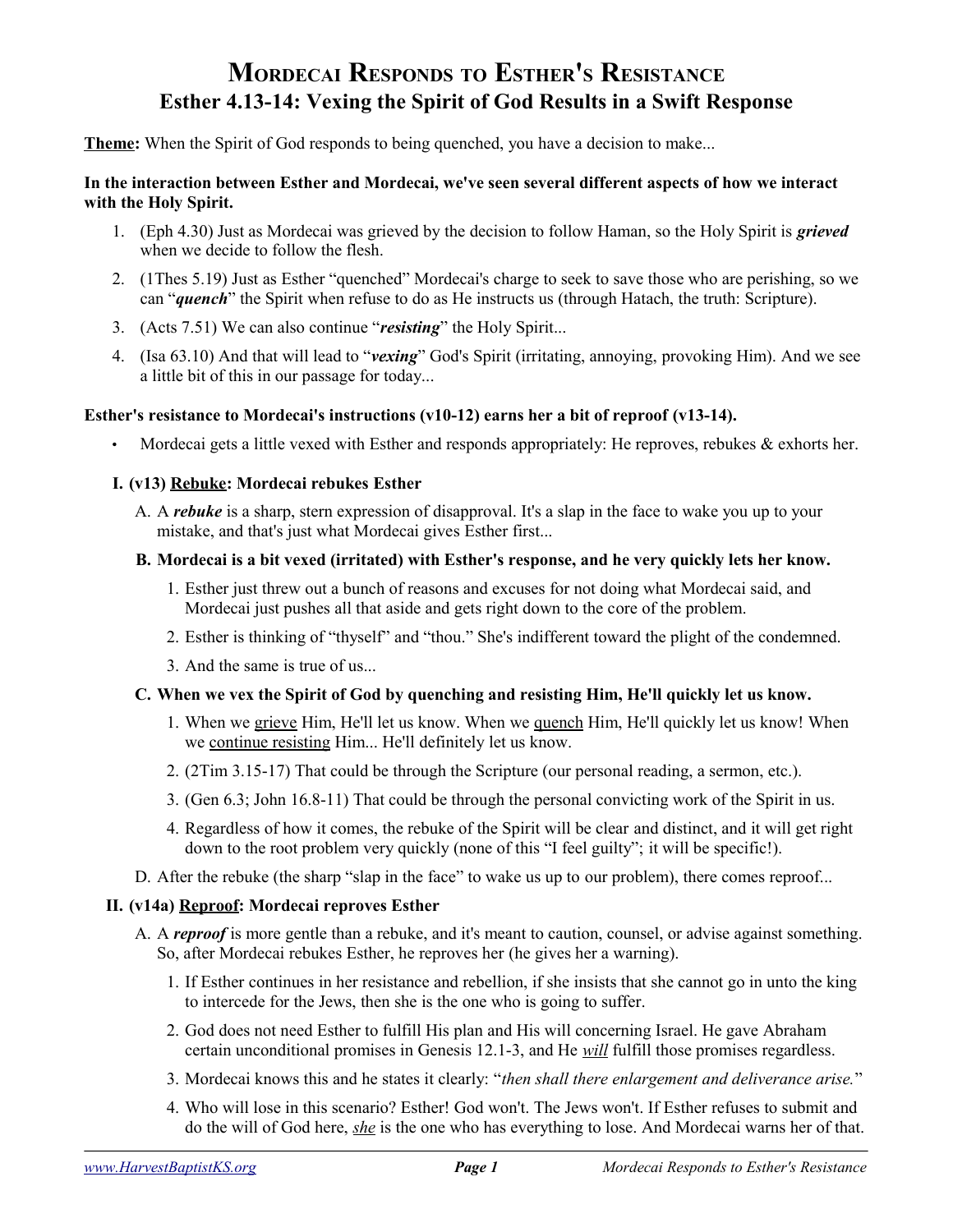# Mordecai Responds to Esther's Resistance

## Esther 4.13-14: Vexing the Spirit of God Results in a Swift Response

**Theme:** When the Spirit of God responds to being quenched, you have a decision to make...

**In the interaction between Esther and Mordecai, we've seen several different aspects of how we interact with the Holy Spirit.**

1. (Eph 4.30) Just as Mordecai was grieved by the decision to follow Haman, so the Holy Spirit is ***grieved*** when we decide to follow the flesh.
2. (1Thes 5.19) Just as Esther "quenched" Mordecai's charge to seek to save those who are perishing, so we can "***quench***" the Spirit when refuse to do as He instructs us (through Hatach, the truth: Scripture).
3. (Acts 7.51) We can also continue "***resisting***" the Holy Spirit...
4. (Isa 63.10) And that will lead to "***vexing***" God's Spirit (irritating, annoying, provoking Him). And we see a little bit of this in our passage for today...

**Esther's resistance to Mordecai's instructions (v10-12) earns her a bit of reproof (v13-14).**

- Mordecai gets a little vexed with Esther and responds appropriately: He reproves, rebukes & exhorts her.

### I. (v13) Rebuke: Mordecai rebukes Esther

A. A ***rebuke*** is a sharp, stern expression of disapproval. It's a slap in the face to wake you up to your mistake, and that's just what Mordecai gives Esther first...

**B. Mordecai is a bit vexed (irritated) with Esther's response, and he very quickly lets her know.**

1. Esther just threw out a bunch of reasons and excuses for not doing what Mordecai said, and Mordecai just pushes all that aside and gets right down to the core of the problem.
2. Esther is thinking of "thyself" and "thou." She's indifferent toward the plight of the condemned.
3. And the same is true of us...

**C. When we vex the Spirit of God by quenching and resisting Him, He'll quickly let us know.**

1. When we grieve Him, He'll let us know. When we quench Him, He'll quickly let us know! When we continue resisting Him... He'll definitely let us know.
2. (2Tim 3.15-17) That could be through the Scripture (our personal reading, a sermon, etc.).
3. (Gen 6.3; John 16.8-11) That could be through the personal convicting work of the Spirit in us.
4. Regardless of how it comes, the rebuke of the Spirit will be clear and distinct, and it will get right down to the root problem very quickly (none of this "I feel guilty"; it will be specific!).

D. After the rebuke (the sharp "slap in the face" to wake us up to our problem), there comes reproof...

### II. (v14a) Reproof: Mordecai reproves Esther

A. A ***reproof*** is more gentle than a rebuke, and it's meant to caution, counsel, or advise against something. So, after Mordecai rebukes Esther, he reproves her (he gives her a warning).

1. If Esther continues in her resistance and rebellion, if she insists that she cannot go in unto the king to intercede for the Jews, then she is the one who is going to suffer.
2. God does not need Esther to fulfill His plan and His will concerning Israel. He gave Abraham certain unconditional promises in Genesis 12.1-3, and He ***will*** fulfill those promises regardless.
3. Mordecai knows this and he states it clearly: "*then shall there enlargement and deliverance arise.*"
4. Who will lose in this scenario? Esther! God won't. The Jews won't. If Esther refuses to submit and do the will of God here, ***she*** is the one who has everything to lose. And Mordecai warns her of that.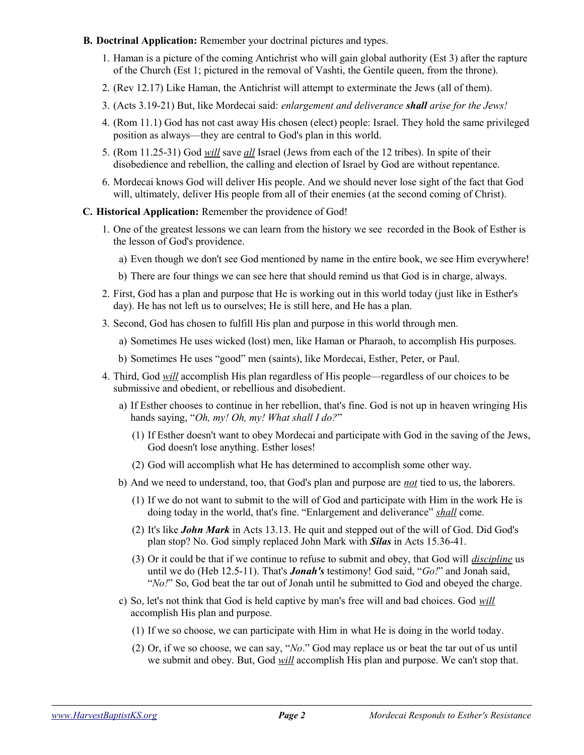**B. Doctrinal Application:** Remember your doctrinal pictures and types.

1. Haman is a picture of the coming Antichrist who will gain global authority (Est 3) after the rapture of the Church (Est 1; pictured in the removal of Vashti, the Gentile queen, from the throne).
2. (Rev 12.17) Like Haman, the Antichrist will attempt to exterminate the Jews (all of them).
3. (Acts 3.19-21) But, like Mordecai said: *enlargement and deliverance **shall** arise for the Jews!*
4. (Rom 11.1) God has not cast away His chosen (elect) people: Israel. They hold the same privileged position as always—they are central to God's plan in this world.
5. (Rom 11.25-31) God *will* save *all* Israel (Jews from each of the 12 tribes). In spite of their disobedience and rebellion, the calling and election of Israel by God are without repentance.
6. Mordecai knows God will deliver His people. And we should never lose sight of the fact that God will, ultimately, deliver His people from all of their enemies (at the second coming of Christ).

**C. Historical Application:** Remember the providence of God!

1. One of the greatest lessons we can learn from the history we see recorded in the Book of Esther is the lesson of God's providence.
   a) Even though we don't see God mentioned by name in the entire book, we see Him everywhere!
   b) There are four things we can see here that should remind us that God is in charge, always.
2. First, God has a plan and purpose that He is working out in this world today (just like in Esther's day). He has not left us to ourselves; He is still here, and He has a plan.
3. Second, God has chosen to fulfill His plan and purpose in this world through men.
   a) Sometimes He uses wicked (lost) men, like Haman or Pharaoh, to accomplish His purposes.
   b) Sometimes He uses "good" men (saints), like Mordecai, Esther, Peter, or Paul.
4. Third, God *will* accomplish His plan regardless of His people—regardless of our choices to be submissive and obedient, or rebellious and disobedient.
   a) If Esther chooses to continue in her rebellion, that's fine. God is not up in heaven wringing His hands saying, "*Oh, my! Oh, my! What shall I do?*"
      (1) If Esther doesn't want to obey Mordecai and participate with God in the saving of the Jews, God doesn't lose anything. Esther loses!
      (2) God will accomplish what He has determined to accomplish some other way.
   b) And we need to understand, too, that God's plan and purpose are *not* tied to us, the laborers.
      (1) If we do not want to submit to the will of God and participate with Him in the work He is doing today in the world, that's fine. "Enlargement and deliverance" *shall* come.
      (2) It's like ***John Mark*** in Acts 13.13. He quit and stepped out of the will of God. Did God's plan stop? No. God simply replaced John Mark with ***Silas*** in Acts 15.36-41.
      (3) Or it could be that if we continue to refuse to submit and obey, that God will *discipline* us until we do (Heb 12.5-11). That's ***Jonah's*** testimony! God said, "*Go!*" and Jonah said, "*No!*" So, God beat the tar out of Jonah until he submitted to God and obeyed the charge.
   c) So, let's not think that God is held captive by man's free will and bad choices. God *will* accomplish His plan and purpose.
      (1) If we so choose, we can participate with Him in what He is doing in the world today.
      (2) Or, if we so choose, we can say, "*No*." God may replace us or beat the tar out of us until we submit and obey. But, God *will* accomplish His plan and purpose. We can't stop that.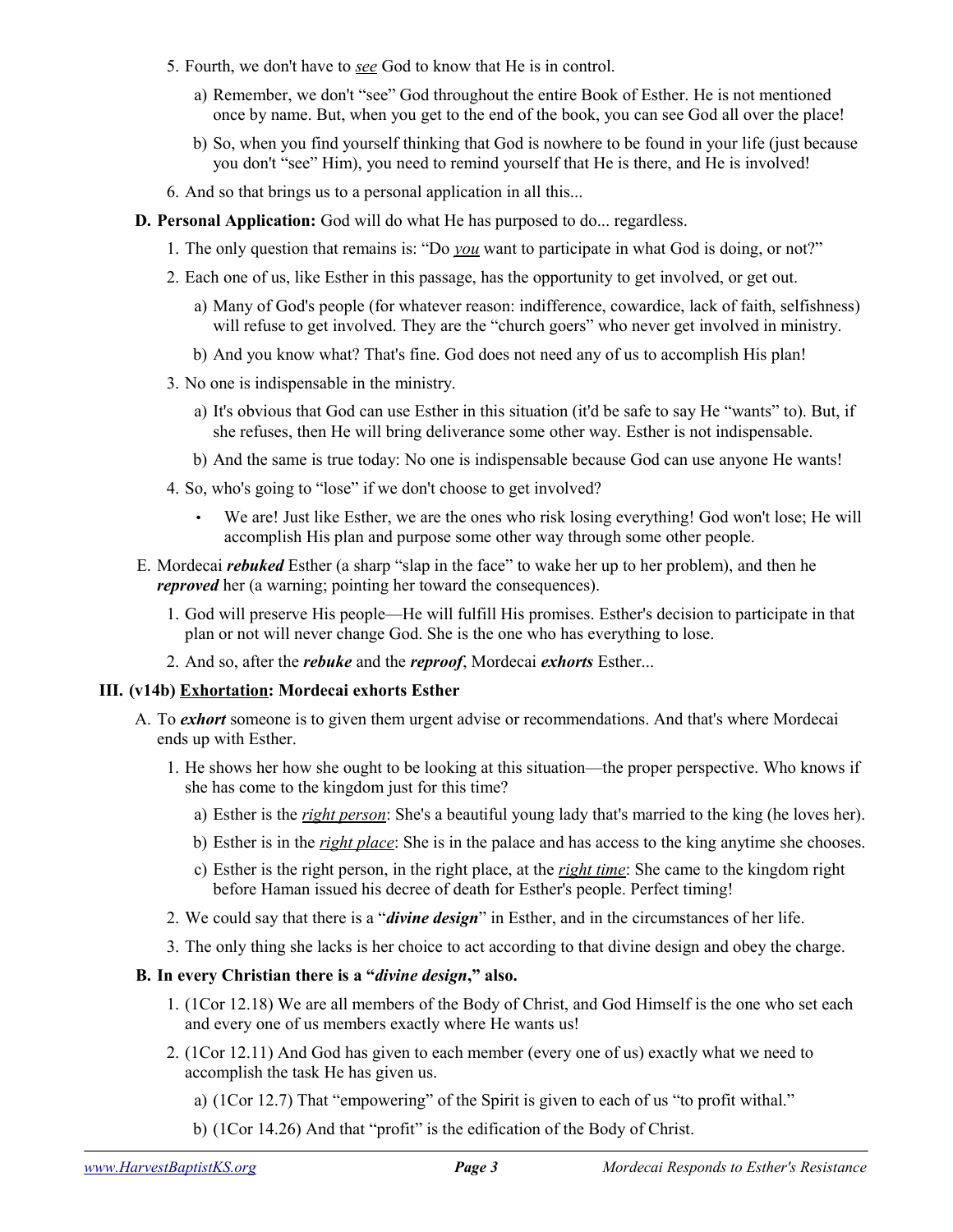5. Fourth, we don't have to *see* God to know that He is in control.

   a) Remember, we don't "see" God throughout the entire Book of Esther. He is not mentioned once by name. But, when you get to the end of the book, you can see God all over the place!

   b) So, when you find yourself thinking that God is nowhere to be found in your life (just because you don't "see" Him), you need to remind yourself that He is there, and He is involved!

6. And so that brings us to a personal application in all this...

**D. Personal Application:** God will do what He has purposed to do... regardless.

1. The only question that remains is: "Do *you* want to participate in what God is doing, or not?"

2. Each one of us, like Esther in this passage, has the opportunity to get involved, or get out.

   a) Many of God's people (for whatever reason: indifference, cowardice, lack of faith, selfishness) will refuse to get involved. They are the "church goers" who never get involved in ministry.

   b) And you know what? That's fine. God does not need any of us to accomplish His plan!

3. No one is indispensable in the ministry.

   a) It's obvious that God can use Esther in this situation (it'd be safe to say He "wants" to). But, if she refuses, then He will bring deliverance some other way. Esther is not indispensable.

   b) And the same is true today: No one is indispensable because God can use anyone He wants!

4. So, who's going to "lose" if we don't choose to get involved?

   - We are! Just like Esther, we are the ones who risk losing everything! God won't lose; He will accomplish His plan and purpose some other way through some other people.

E. Mordecai ***rebuked*** Esther (a sharp "slap in the face" to wake her up to her problem), and then he ***reproved*** her (a warning; pointing her toward the consequences).

1. God will preserve His people—He will fulfill His promises. Esther's decision to participate in that plan or not will never change God. She is the one who has everything to lose.

2. And so, after the ***rebuke*** and the ***reproof***, Mordecai ***exhorts*** Esther...

### III. (v14b) Exhortation: Mordecai exhorts Esther

A. To ***exhort*** someone is to given them urgent advise or recommendations. And that's where Mordecai ends up with Esther.

1. He shows her how she ought to be looking at this situation—the proper perspective. Who knows if she has come to the kingdom just for this time?

   a) Esther is the *right person*: She's a beautiful young lady that's married to the king (he loves her).

   b) Esther is in the *right place*: She is in the palace and has access to the king anytime she chooses.

   c) Esther is the right person, in the right place, at the *right time*: She came to the kingdom right before Haman issued his decree of death for Esther's people. Perfect timing!

2. We could say that there is a "***divine design***" in Esther, and in the circumstances of her life.

3. The only thing she lacks is her choice to act according to that divine design and obey the charge.

**B. In every Christian there is a "*divine design*," also.**

1. (1Cor 12.18) We are all members of the Body of Christ, and God Himself is the one who set each and every one of us members exactly where He wants us!

2. (1Cor 12.11) And God has given to each member (every one of us) exactly what we need to accomplish the task He has given us.

   a) (1Cor 12.7) That "empowering" of the Spirit is given to each of us "to profit withal."

   b) (1Cor 14.26) And that "profit" is the edification of the Body of Christ.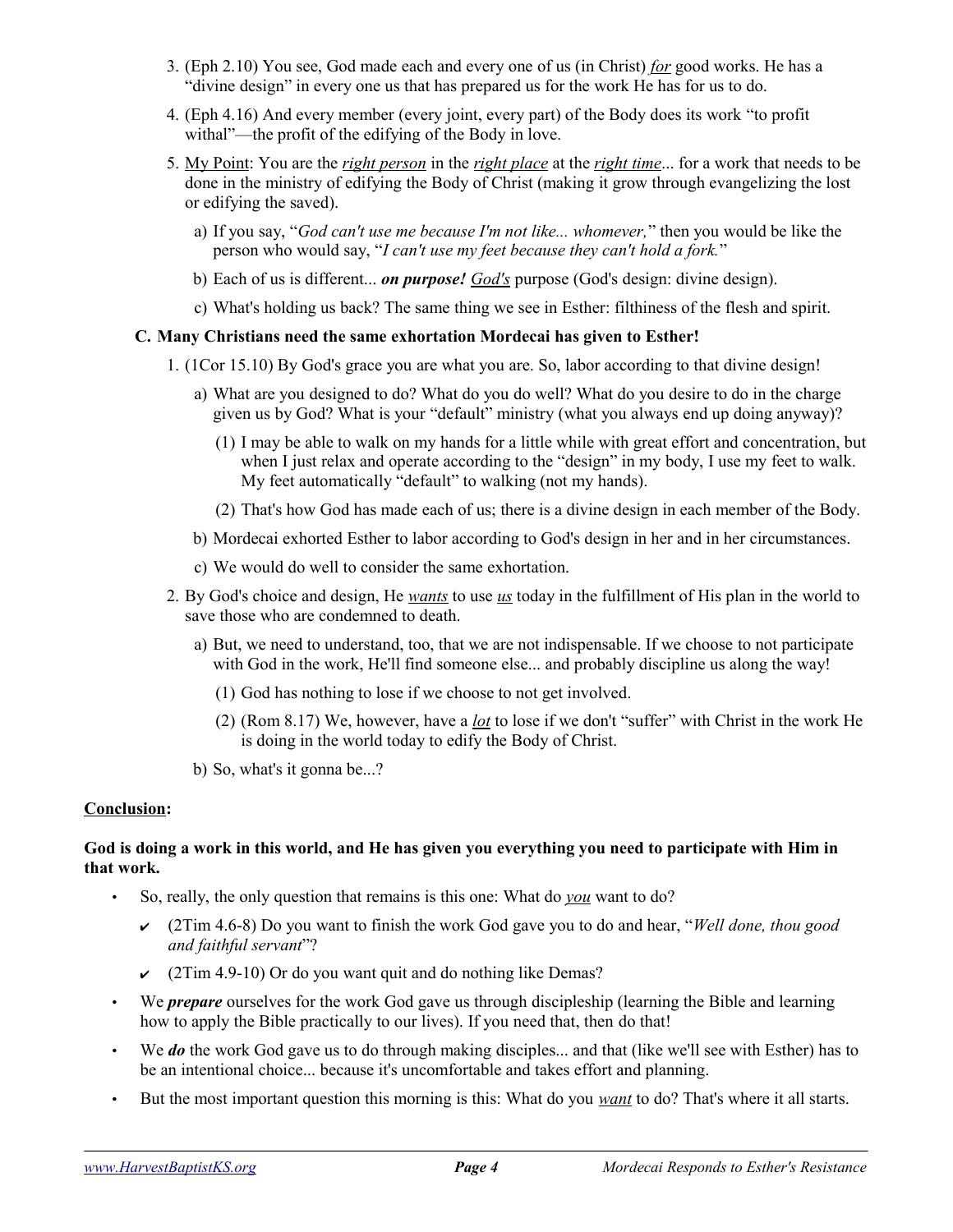3. (Eph 2.10) You see, God made each and every one of us (in Christ) ***for*** good works. He has a "divine design" in every one us that has prepared us for the work He has for us to do.
4. (Eph 4.16) And every member (every joint, every part) of the Body does its work "to profit withal"—the profit of the edifying of the Body in love.
5. My Point: You are the ***right person*** in the ***right place*** at the ***right time***... for a work that needs to be done in the ministry of edifying the Body of Christ (making it grow through evangelizing the lost or edifying the saved).
   a) If you say, "*God can't use me because I'm not like... whomever,*" then you would be like the person who would say, "*I can't use my feet because they can't hold a fork.*"
   b) Each of us is different... ***on purpose!*** God's purpose (God's design: divine design).
   c) What's holding us back? The same thing we see in Esther: filthiness of the flesh and spirit.

**C. Many Christians need the same exhortation Mordecai has given to Esther!**

1. (1Cor 15.10) By God's grace you are what you are. So, labor according to that divine design!
   a) What are you designed to do? What do you do well? What do you desire to do in the charge given us by God? What is your "default" ministry (what you always end up doing anyway)?
      (1) I may be able to walk on my hands for a little while with great effort and concentration, but when I just relax and operate according to the "design" in my body, I use my feet to walk. My feet automatically "default" to walking (not my hands).
      (2) That's how God has made each of us; there is a divine design in each member of the Body.
   b) Mordecai exhorted Esther to labor according to God's design in her and in her circumstances.
   c) We would do well to consider the same exhortation.
2. By God's choice and design, He ***wants*** to use ***us*** today in the fulfillment of His plan in the world to save those who are condemned to death.
   a) But, we need to understand, too, that we are not indispensable. If we choose to not participate with God in the work, He'll find someone else... and probably discipline us along the way!
      (1) God has nothing to lose if we choose to not get involved.
      (2) (Rom 8.17) We, however, have a ***lot*** to lose if we don't "suffer" with Christ in the work He is doing in the world today to edify the Body of Christ.
   b) So, what's it gonna be...?

**Conclusion:**

**God is doing a work in this world, and He has given you everything you need to participate with Him in that work.**

- So, really, the only question that remains is this one: What do ***you*** want to do?
  - ✔ (2Tim 4.6-8) Do you want to finish the work God gave you to do and hear, "*Well done, thou good and faithful servant*"?
  - ✔ (2Tim 4.9-10) Or do you want quit and do nothing like Demas?
- We ***prepare*** ourselves for the work God gave us through discipleship (learning the Bible and learning how to apply the Bible practically to our lives). If you need that, then do that!
- We ***do*** the work God gave us to do through making disciples... and that (like we'll see with Esther) has to be an intentional choice... because it's uncomfortable and takes effort and planning.
- But the most important question this morning is this: What do you ***want*** to do? That's where it all starts.